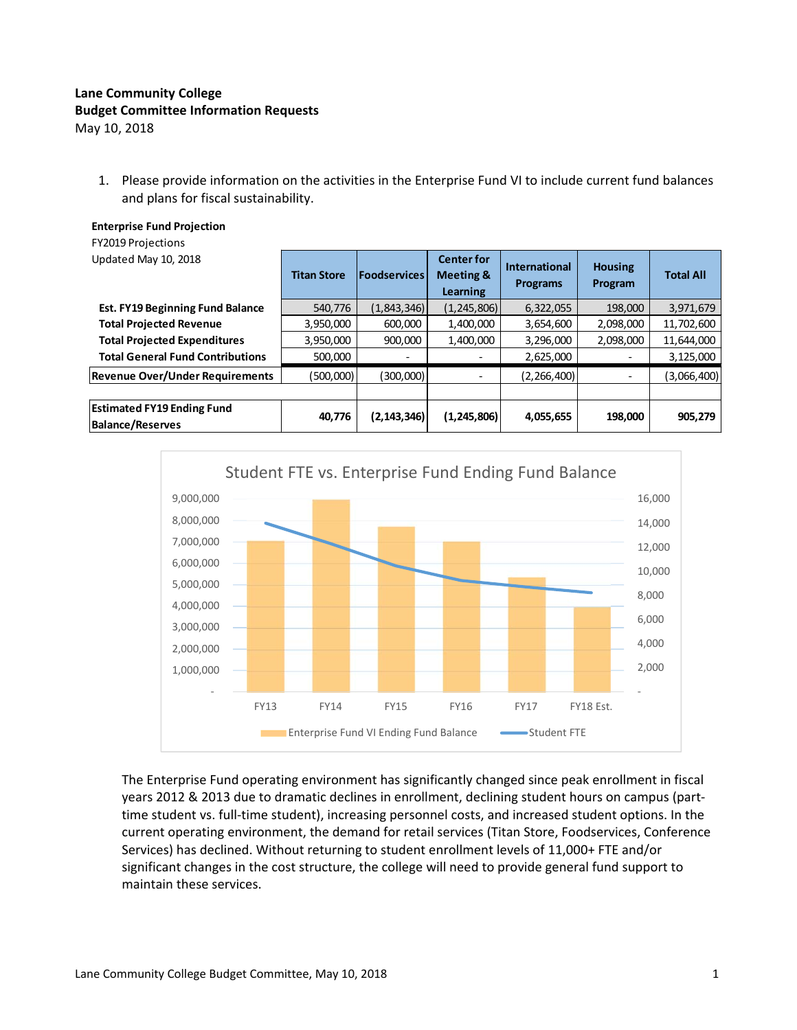**Lane Community College**
**Budget Committee Information Requests**
May 10, 2018

1. Please provide information on the activities in the Enterprise Fund VI to include current fund balances and plans for fiscal sustainability.

**Enterprise Fund Projection**
FY2019 Projections
Updated May 10, 2018

| | Titan Store | Foodservices | Center for Meeting & Learning | International Programs | Housing Program | Total All |
|---|---|---|---|---|---|---|
| **Est. FY19 Beginning Fund Balance** | 540,776 | (1,843,346) | (1,245,806) | 6,322,055 | 198,000 | 3,971,679 |
| **Total Projected Revenue** | 3,950,000 | 600,000 | 1,400,000 | 3,654,600 | 2,098,000 | 11,702,600 |
| **Total Projected Expenditures** | 3,950,000 | 900,000 | 1,400,000 | 3,296,000 | 2,098,000 | 11,644,000 |
| **Total General Fund Contributions** | 500,000 | - | - | 2,625,000 | - | 3,125,000 |
| **Revenue Over/Under Requirements** | (500,000) | (300,000) | - | (2,266,400) | - | (3,066,400) |
| | | | | | | |
| **Estimated FY19 Ending Fund Balance/Reserves** | **40,776** | **(2,143,346)** | **(1,245,806)** | **4,055,655** | **198,000** | **905,279** |

Student FTE vs. Enterprise Fund Ending Fund Balance

The Enterprise Fund operating environment has significantly changed since peak enrollment in fiscal years 2012 & 2013 due to dramatic declines in enrollment, declining student hours on campus (part-time student vs. full-time student), increasing personnel costs, and increased student options. In the current operating environment, the demand for retail services (Titan Store, Foodservices, Conference Services) has declined. Without returning to student enrollment levels of 11,000+ FTE and/or significant changes in the cost structure, the college will need to provide general fund support to maintain these services.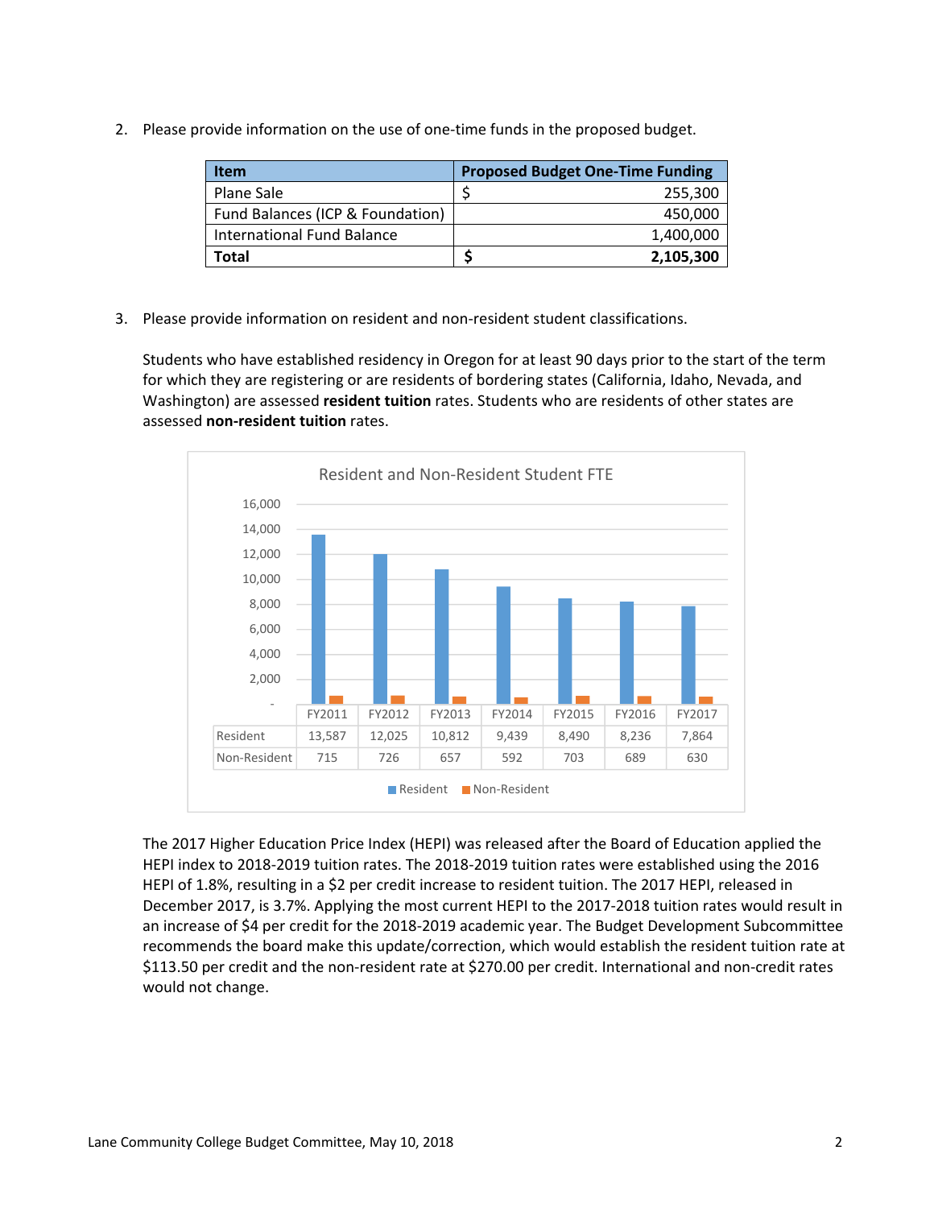2. Please provide information on the use of one-time funds in the proposed budget.

| Item | Proposed Budget One-Time Funding |
|---|---|
| Plane Sale | $ 255,300 |
| Fund Balances (ICP & Foundation) | 450,000 |
| International Fund Balance | 1,400,000 |
| **Total** | **$ 2,105,300** |

3. Please provide information on resident and non-resident student classifications.

Students who have established residency in Oregon for at least 90 days prior to the start of the term for which they are registering or are residents of bordering states (California, Idaho, Nevada, and Washington) are assessed **resident tuition** rates. Students who are residents of other states are assessed **non-resident tuition** rates.

Resident and Non-Resident Student FTE

| | FY2011 | FY2012 | FY2013 | FY2014 | FY2015 | FY2016 | FY2017 |
|---|---|---|---|---|---|---|---|
| Resident | 13,587 | 12,025 | 10,812 | 9,439 | 8,490 | 8,236 | 7,864 |
| Non-Resident | 715 | 726 | 657 | 592 | 703 | 689 | 630 |

The 2017 Higher Education Price Index (HEPI) was released after the Board of Education applied the HEPI index to 2018-2019 tuition rates. The 2018-2019 tuition rates were established using the 2016 HEPI of 1.8%, resulting in a $2 per credit increase to resident tuition. The 2017 HEPI, released in December 2017, is 3.7%. Applying the most current HEPI to the 2017-2018 tuition rates would result in an increase of $4 per credit for the 2018-2019 academic year. The Budget Development Subcommittee recommends the board make this update/correction, which would establish the resident tuition rate at $113.50 per credit and the non-resident rate at $270.00 per credit. International and non-credit rates would not change.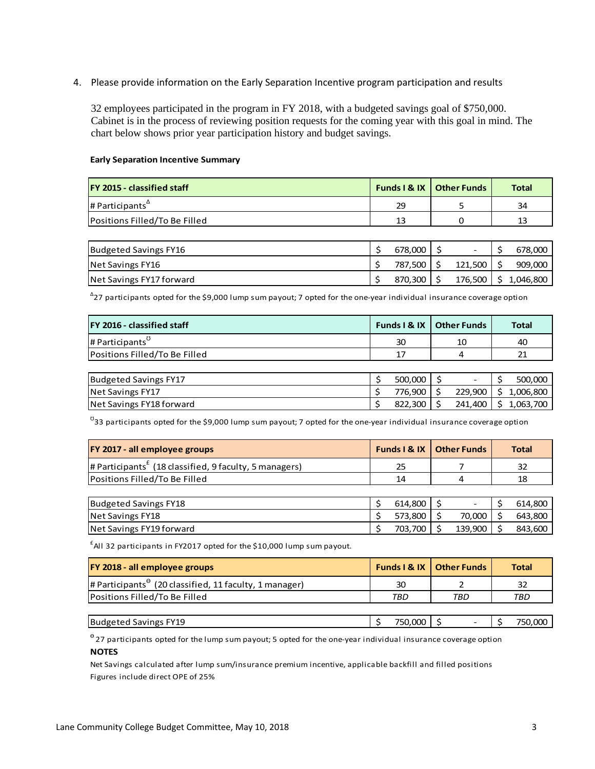4. Please provide information on the Early Separation Incentive program participation and results

32 employees participated in the program in FY 2018, with a budgeted savings goal of $750,000. Cabinet is in the process of reviewing position requests for the coming year with this goal in mind. The chart below shows prior year participation history and budget savings.

**Early Separation Incentive Summary**

| FY 2015 - classified staff | Funds I & IX | Other Funds | Total |
|---|---|---|---|
| # Participants[Δ] | 29 | 5 | 34 |
| Positions Filled/To Be Filled | 13 | 0 | 13 |
| Budgeted Savings FY16 | $ 678,000 | $ - | $ 678,000 |
| Net Savings FY16 | $ 787,500 | $ 121,500 | $ 909,000 |
| Net Savings FY17 forward | $ 870,300 | $ 176,500 | $ 1,046,800 |

[Δ]27 participants opted for the $9,000 lump sum payout; 7 opted for the one-year individual insurance coverage option

| FY 2016 - classified staff | Funds I & IX | Other Funds | Total |
|---|---|---|---|
| # Participants[℧] | 30 | 10 | 40 |
| Positions Filled/To Be Filled | 17 | 4 | 21 |
| Budgeted Savings FY17 | $ 500,000 | $ - | $ 500,000 |
| Net Savings FY17 | $ 776,900 | $ 229,900 | $ 1,006,800 |
| Net Savings FY18 forward | $ 822,300 | $ 241,400 | $ 1,063,700 |

[℧]33 participants opted for the $9,000 lump sum payout; 7 opted for the one-year individual insurance coverage option

| FY 2017 - all employee groups | Funds I & IX | Other Funds | Total |
|---|---|---|---|
| # Participants[£] (18 classified, 9 faculty, 5 managers) | 25 | 7 | 32 |
| Positions Filled/To Be Filled | 14 | 4 | 18 |
| Budgeted Savings FY18 | $ 614,800 | $ - | $ 614,800 |
| Net Savings FY18 | $ 573,800 | $ 70,000 | $ 643,800 |
| Net Savings FY19 forward | $ 703,700 | $ 139,900 | $ 843,600 |

[£]All 32 participants in FY2017 opted for the $10,000 lump sum payout.

| FY 2018 - all employee groups | Funds I & IX | Other Funds | Total |
|---|---|---|---|
| # Participants[ϴ] (20 classified, 11 faculty, 1 manager) | 30 | 2 | 32 |
| Positions Filled/To Be Filled | *TBD* | *TBD* | *TBD* |
| Budgeted Savings FY19 | $ 750,000 | $ - | $ 750,000 |

[ϴ] 27 participants opted for the lump sum payout; 5 opted for the one-year individual insurance coverage option

**NOTES**

Net Savings calculated after lump sum/insurance premium incentive, applicable backfill and filled positions

Figures include direct OPE of 25%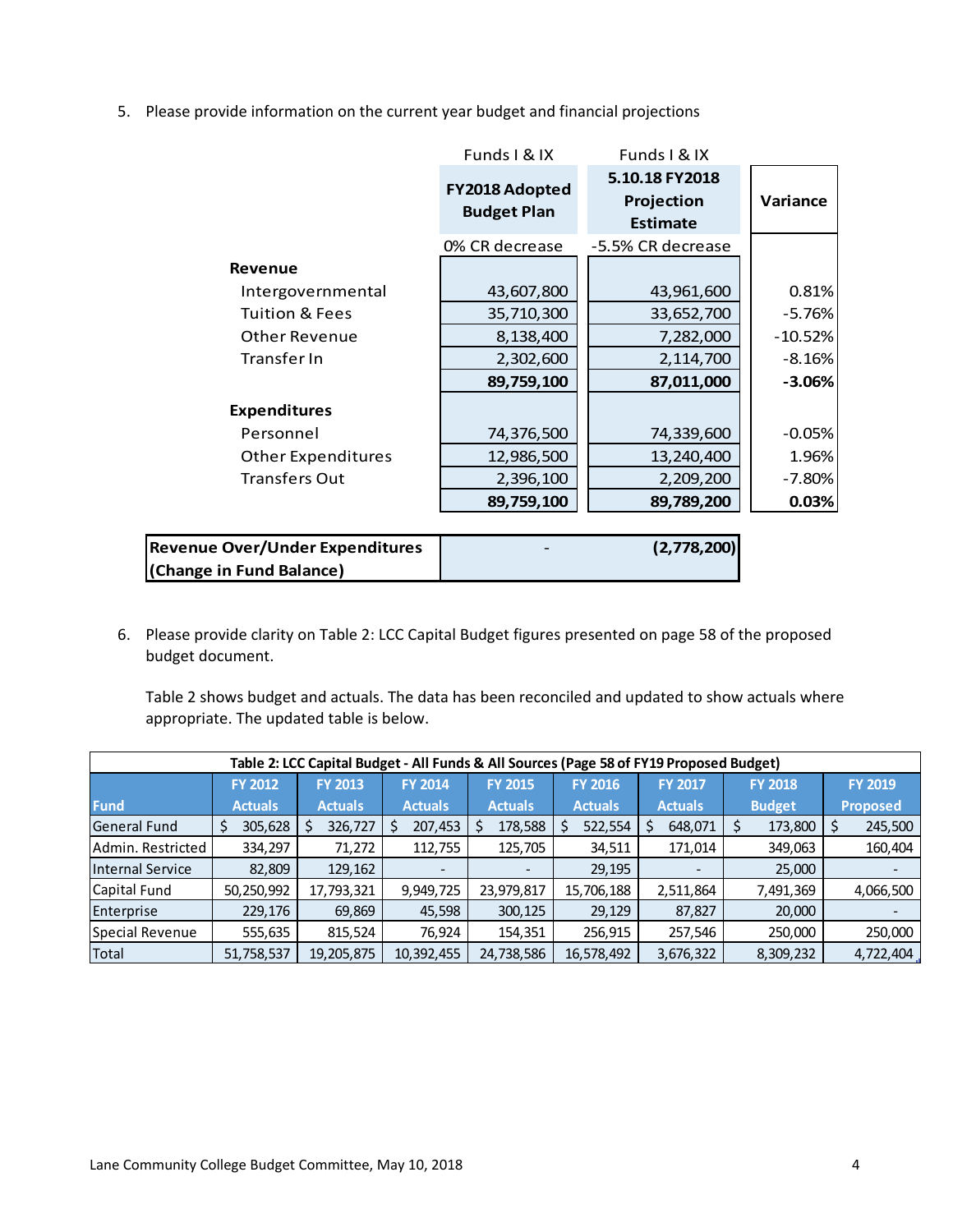5. Please provide information on the current year budget and financial projections

| | Funds I & IX<br>**FY2018 Adopted Budget Plan**<br>0% CR decrease | Funds I & IX<br>**5.10.18 FY2018 Projection Estimate**<br>-5.5% CR decrease | **Variance** |
|---|---|---|---|
| **Revenue** | | | |
| Intergovernmental | 43,607,800 | 43,961,600 | 0.81% |
| Tuition & Fees | 35,710,300 | 33,652,700 | -5.76% |
| Other Revenue | 8,138,400 | 7,282,000 | -10.52% |
| Transfer In | 2,302,600 | 2,114,700 | -8.16% |
| | **89,759,100** | **87,011,000** | **-3.06%** |
| **Expenditures** | | | |
| Personnel | 74,376,500 | 74,339,600 | -0.05% |
| Other Expenditures | 12,986,500 | 13,240,400 | 1.96% |
| Transfers Out | 2,396,100 | 2,209,200 | -7.80% |
| | **89,759,100** | **89,789,200** | **0.03%** |
| **Revenue Over/Under Expenditures (Change in Fund Balance)** | - | **(2,778,200)** | |

6. Please provide clarity on Table 2: LCC Capital Budget figures presented on page 58 of the proposed budget document.

Table 2 shows budget and actuals. The data has been reconciled and updated to show actuals where appropriate. The updated table is below.

**Table 2: LCC Capital Budget - All Funds & All Sources (Page 58 of FY19 Proposed Budget)**

| Fund | FY 2012 Actuals | FY 2013 Actuals | FY 2014 Actuals | FY 2015 Actuals | FY 2016 Actuals | FY 2017 Actuals | FY 2018 Budget | FY 2019 Proposed |
|---|---|---|---|---|---|---|---|---|
| General Fund | $ 305,628 | $ 326,727 | $ 207,453 | $ 178,588 | $ 522,554 | $ 648,071 | $ 173,800 | $ 245,500 |
| Admin. Restricted | 334,297 | 71,272 | 112,755 | 125,705 | 34,511 | 171,014 | 349,063 | 160,404 |
| Internal Service | 82,809 | 129,162 | - | - | 29,195 | - | 25,000 | - |
| Capital Fund | 50,250,992 | 17,793,321 | 9,949,725 | 23,979,817 | 15,706,188 | 2,511,864 | 7,491,369 | 4,066,500 |
| Enterprise | 229,176 | 69,869 | 45,598 | 300,125 | 29,129 | 87,827 | 20,000 | - |
| Special Revenue | 555,635 | 815,524 | 76,924 | 154,351 | 256,915 | 257,546 | 250,000 | 250,000 |
| Total | 51,758,537 | 19,205,875 | 10,392,455 | 24,738,586 | 16,578,492 | 3,676,322 | 8,309,232 | 4,722,404 |

Lane Community College Budget Committee, May 10, 2018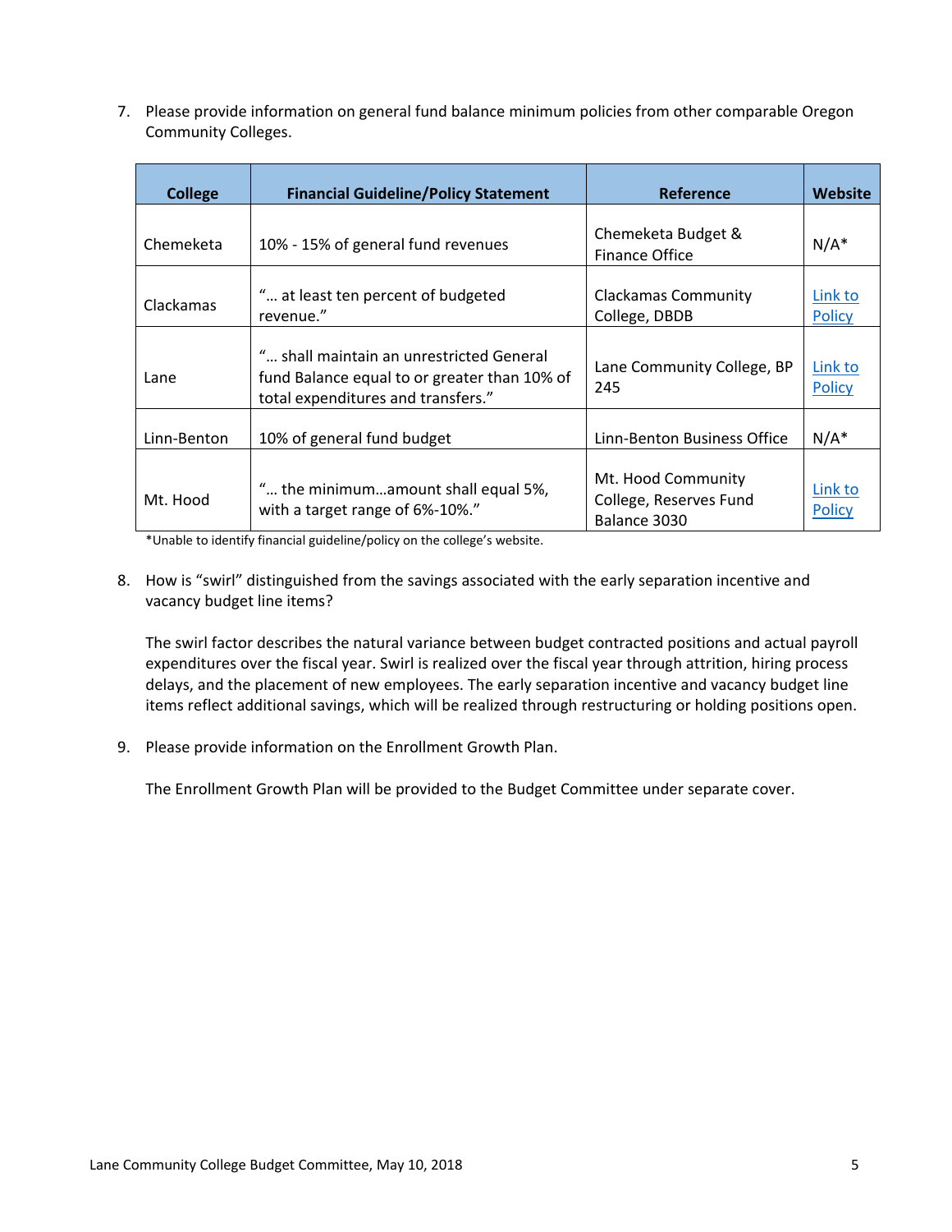7. Please provide information on general fund balance minimum policies from other comparable Oregon Community Colleges.

| College | Financial Guideline/Policy Statement | Reference | Website |
|---|---|---|---|
| Chemeketa | 10% - 15% of general fund revenues | Chemeketa Budget & Finance Office | N/A* |
| Clackamas | "… at least ten percent of budgeted revenue." | Clackamas Community College, DBDB | Link to Policy |
| Lane | "… shall maintain an unrestricted General fund Balance equal to or greater than 10% of total expenditures and transfers." | Lane Community College, BP 245 | Link to Policy |
| Linn-Benton | 10% of general fund budget | Linn-Benton Business Office | N/A* |
| Mt. Hood | "… the minimum…amount shall equal 5%, with a target range of 6%-10%." | Mt. Hood Community College, Reserves Fund Balance 3030 | Link to Policy |

*Unable to identify financial guideline/policy on the college's website.

8. How is "swirl" distinguished from the savings associated with the early separation incentive and vacancy budget line items?

   The swirl factor describes the natural variance between budget contracted positions and actual payroll expenditures over the fiscal year. Swirl is realized over the fiscal year through attrition, hiring process delays, and the placement of new employees. The early separation incentive and vacancy budget line items reflect additional savings, which will be realized through restructuring or holding positions open.

9. Please provide information on the Enrollment Growth Plan.

   The Enrollment Growth Plan will be provided to the Budget Committee under separate cover.